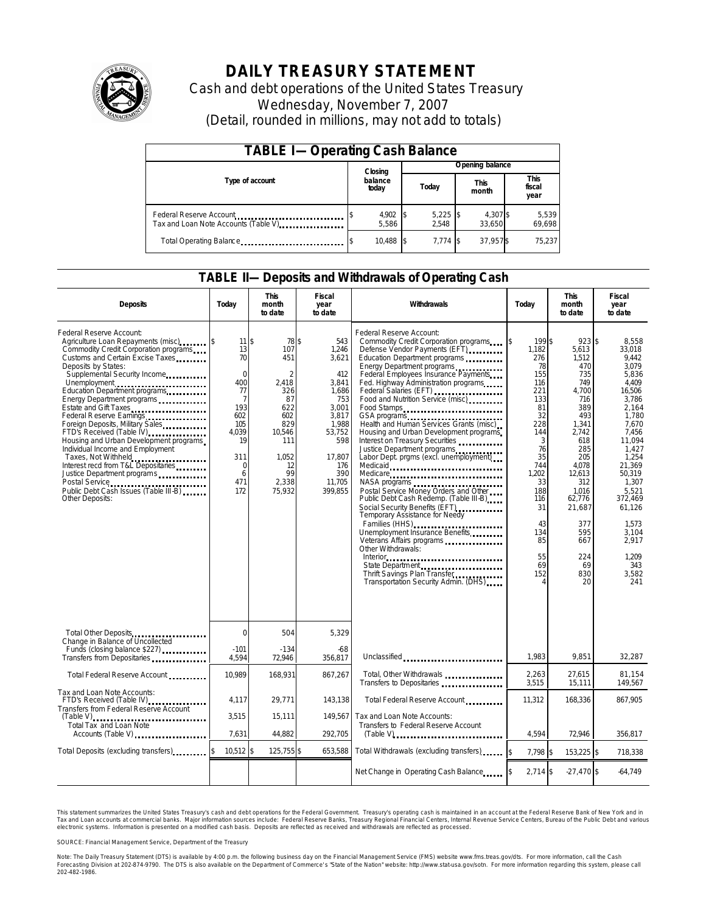# DAILY TREASURY STATEMENT

Cash and debt operations of the United States Treasury

Wednesday, November 7, 2007

(Detail, rounded in millions, may not add to totals)

| TABLE I—Operating Cash Balance | | | | |
|---|---|---|---|---|
| Type of account | Closing balance today | Opening balance | | |
| | | Today | This month | This fiscal year |
| Federal Reserve Account | $ 4,902 | $ 5,225 | $ 4,307 | $ 5,539 |
| Tax and Loan Note Accounts (Table V) | 5,586 | 2,548 | 33,650 | 69,698 |
| Total Operating Balance | $ 10,488 | $ 7,774 | $ 37,957 | $ 75,237 |

## TABLE II—Deposits and Withdrawals of Operating Cash

| Deposits | Today | This month to date | Fiscal year to date | Withdrawals | Today | This month to date | Fiscal year to date |
|---|---|---|---|---|---|---|---|
| Federal Reserve Account: | | | | Federal Reserve Account: | | | |
| Agriculture Loan Repayments (misc) | $ 11 | $ 78 | $ 543 | Commodity Credit Corporation programs | $ 199 | $ 923 | $ 8,558 |
| Commodity Credit Corporation programs | 13 | 107 | 1,246 | Defense Vendor Payments (EFT) | 1,182 | 5,613 | 33,018 |
| Customs and Certain Excise Taxes | 70 | 451 | 3,621 | Education Department programs | 276 | 1,512 | 9,442 |
| Deposits by States: | | | | Energy Department programs | 78 | 470 | 3,079 |
| Supplemental Security Income | 0 | 2 | 412 | Federal Employees Insurance Payments | 155 | 735 | 5,836 |
| Unemployment | 400 | 2,418 | 3,841 | Fed. Highway Administration programs | 116 | 749 | 4,409 |
| Education Department programs | 77 | 326 | 1,686 | Federal Salaries (EFT) | 221 | 4,700 | 16,506 |
| Energy Department programs | 7 | 87 | 753 | Food and Nutrition Service (misc) | 133 | 716 | 3,786 |
| Estate and Gift Taxes | 193 | 622 | 3,001 | Food Stamps | 81 | 389 | 2,164 |
| Federal Reserve Earnings | 602 | 602 | 3,817 | GSA programs | 32 | 493 | 1,780 |
| Foreign Deposits, Military Sales | 105 | 829 | 1,988 | Health and Human Services Grants (misc) | 228 | 1,341 | 7,670 |
| FTD's Received (Table IV) | 4,039 | 10,546 | 53,752 | Housing and Urban Development programs | 144 | 2,742 | 7,456 |
| Housing and Urban Development programs | 19 | 111 | 598 | Interest on Treasury Securities | 3 | 618 | 11,094 |
| Individual Income and Employment | | | | Justice Department programs | 76 | 285 | 1,427 |
| Taxes, Not Withheld | 311 | 1,052 | 17,807 | Labor Dept. prgms (excl. unemployment) | 35 | 205 | 1,254 |
| Interest recd from T&L Depositaries | 0 | 12 | 176 | Medicaid | 744 | 4,078 | 21,369 |
| Justice Department programs | 6 | 99 | 390 | Medicare | 1,202 | 12,613 | 50,319 |
| Postal Service | 471 | 2,338 | 11,705 | NASA programs | 33 | 312 | 1,307 |
| Public Debt Cash Issues (Table III-B) | 172 | 75,932 | 399,855 | Postal Service Money Orders and Other | 188 | 1,016 | 5,521 |
| Other Deposits: | | | | Public Debt Cash Redemp. (Table III-B) | 116 | 62,776 | 372,469 |
| | | | | Social Security Benefits (EFT) | 31 | 21,687 | 61,126 |
| | | | | Temporary Assistance for Needy Families (HHS) | 43 | 377 | 1,573 |
| | | | | Unemployment Insurance Benefits | 134 | 595 | 3,104 |
| | | | | Veterans Affairs programs | 85 | 667 | 2,917 |
| | | | | Other Withdrawals: | | | |
| | | | | Interior | 55 | 224 | 1,209 |
| | | | | State Department | 69 | 69 | 343 |
| | | | | Thrift Savings Plan Transfer | 152 | 830 | 3,582 |
| | | | | Transportation Security Admin. (DHS) | 4 | 20 | 241 |
| Total Other Deposits | 0 | 504 | 5,329 | | | | |
| Change in Balance of Uncollected Funds (closing balance $227) | -101 | -134 | -68 | | | | |
| Transfers from Depositaries | 4,594 | 72,946 | 356,817 | Unclassified | 1,983 | 9,851 | 32,287 |
| Total Federal Reserve Account | 10,989 | 168,931 | 867,267 | Total, Other Withdrawals | 2,263 | 27,615 | 81,154 |
| | | | | Transfers to Depositaries | 3,515 | 15,111 | 149,567 |
| Tax and Loan Note Accounts: | | | | | | | |
| FTD's Received (Table IV) | 4,117 | 29,771 | 143,138 | Total Federal Reserve Account | 11,312 | 168,336 | 867,905 |
| Transfers from Federal Reserve Account (Table V) | 3,515 | 15,111 | 149,567 | Tax and Loan Note Accounts: | | | |
| Total Tax and Loan Note Accounts (Table V) | 7,631 | 44,882 | 292,705 | Transfers to Federal Reserve Account (Table V) | 4,594 | 72,946 | 356,817 |
| Total Deposits (excluding transfers) | $ 10,512 | $ 125,755 | $ 653,588 | Total Withdrawals (excluding transfers) | $ 7,798 | $ 153,225 | $ 718,338 |
| | | | | Net Change in Operating Cash Balance | $ 2,714 | $ -27,470 | $ -64,749 |

This statement summarizes the United States Treasury's cash and debt operations for the Federal Government. Treasury's operating cash is maintained in an account at the Federal Reserve Bank of New York and in Tax and Loan accounts at commercial banks. Major information sources include: Federal Reserve Banks, Treasury Regional Financial Centers, Internal Revenue Service Centers, Bureau of the Public Debt and various electronic systems. Information is presented on a modified cash basis. Deposits are reflected as received and withdrawals are reflected as processed.

SOURCE: Financial Management Service, Department of the Treasury

Note: The Daily Treasury Statement (DTS) is available by 4:00 p.m. the following business day on the Financial Management Service (FMS) website www.fms.treas.gov/dts. For more information, call the Cash Forecasting Division at 202-874-9790. The DTS is also available on the Department of Commerce's "State of the Nation" website: http://www.stat-usa.gov/sotn. For more information regarding this system, please call 202-482-1986.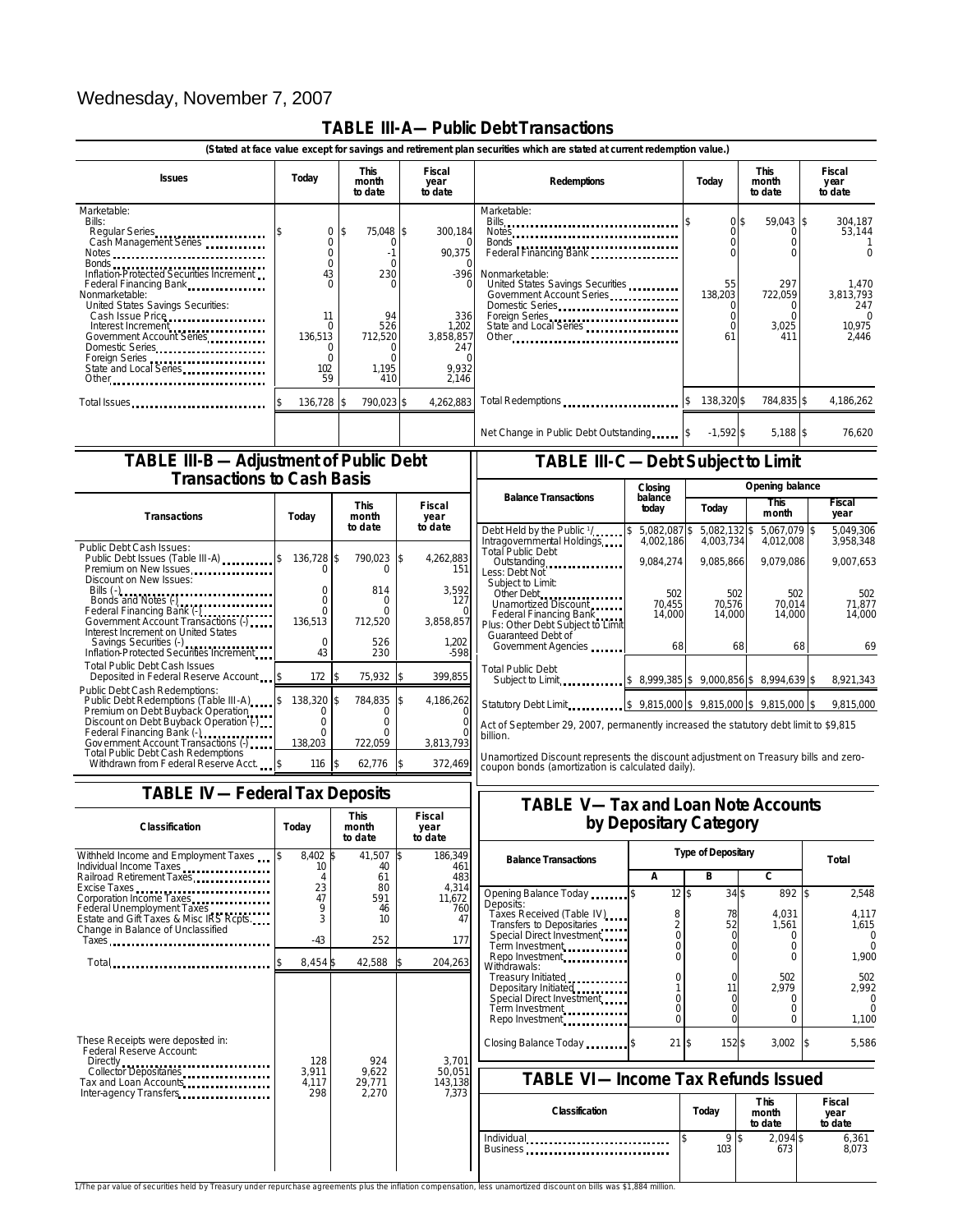Wednesday, November 7, 2007

## TABLE III-A— Public Debt Transactions

(Stated at face value except for savings and retirement plan securities which are stated at current redemption value.)

| Issues | Today | This month to date | Fiscal year to date | Redemptions | Today | This month to date | Fiscal year to date |
|---|---|---|---|---|---|---|---|
| Marketable: | | | | Marketable: | | | |
| Bills: | | | | Bills | $ 0 | $ 59,043 | $ 304,187 |
| Regular Series | $ 0 | $ 75,048 | $ 300,184 | Notes | 0 | 0 | 53,144 |
| Cash Management Series | 0 | 0 | 0 | Bonds | 0 | 0 | 1 |
| Notes | 0 | -1 | 90,375 | Federal Financing Bank | 0 | 0 | 0 |
| Bonds | 0 | 0 | 0 | | | | |
| Inflation-Protected Securities Increment | 43 | 230 | -396 | Nonmarketable: | | | |
| Federal Financing Bank | 0 | 0 | 0 | United States Savings Securities | 55 | 297 | 1,470 |
| Nonmarketable: | | | | Government Account Series | 138,203 | 722,059 | 3,813,793 |
| United States Savings Securities: | | | | Domestic Series | 0 | 0 | 247 |
| Cash Issue Price | 11 | 94 | 336 | Foreign Series | 0 | 0 | 0 |
| Interest Increment | 0 | 526 | 1,202 | State and Local Series | 0 | 3,025 | 10,975 |
| Government Account Series | 136,513 | 712,520 | 3,858,857 | Other | 61 | 411 | 2,446 |
| Domestic Series | 0 | 0 | 247 | | | | |
| Foreign Series | 0 | 0 | 0 | | | | |
| State and Local Series | 102 | 1,195 | 9,932 | | | | |
| Other | 59 | 410 | 2,146 | | | | |
| Total Issues | $ 136,728 | $ 790,023 | $ 4,262,883 | Total Redemptions | $ 138,320 | $ 784,835 | $ 4,186,262 |
| | | | | Net Change in Public Debt Outstanding | $ -1,592 | $ 5,188 | $ 76,620 |

## TABLE III-B — Adjustment of Public Debt Transactions to Cash Basis

| Transactions | Today | This month to date | Fiscal year to date |
|---|---|---|---|
| Public Debt Cash Issues: | | | |
| Public Debt Issues (Table III-A) | $ 136,728 | $ 790,023 | $ 4,262,883 |
| Premium on New Issues | 0 | 0 | 151 |
| Discount on New Issues: | | | |
| Bills (-) | 0 | 814 | 3,592 |
| Bonds and Notes (-) | 0 | 0 | 127 |
| Federal Financing Bank (-) | 0 | 0 | 0 |
| Government Account Transactions (-) | 136,513 | 712,520 | 3,858,857 |
| Interest Increment on United States Savings Securities (-) | 0 | 526 | 1,202 |
| Inflation-Protected Securities Increment | 43 | 230 | -598 |
| Total Public Debt Cash Issues Deposited in Federal Reserve Account | $ 172 | $ 75,932 | $ 399,855 |
| Public Debt Cash Redemptions: | | | |
| Public Debt Redemptions (Table III-A) | $ 138,320 | $ 784,835 | $ 4,186,262 |
| Premium on Debt Buyback Operation | 0 | 0 | 0 |
| Discount on Debt Buyback Operation (-) | 0 | 0 | 0 |
| Federal Financing Bank (-) | 0 | 0 | 0 |
| Government Account Transactions (-) | 138,203 | 722,059 | 3,813,793 |
| Total Public Debt Cash Redemptions Withdrawn from Federal Reserve Acct. | $ 116 | $ 62,776 | $ 372,469 |

## TABLE III-C — Debt Subject to Limit

| Balance Transactions | Closing balance today | Opening balance Today | This month | Fiscal year |
|---|---|---|---|---|
| Debt Held by the Public [1] | $ 5,082,087 | $ 5,082,132 | $ 5,067,079 | $ 5,049,306 |
| Intragovernmental Holdings | 4,002,186 | 4,003,734 | 4,012,008 | 3,958,348 |
| Total Public Debt Outstanding | 9,084,274 | 9,085,866 | 9,079,086 | 9,007,653 |
| Less: Debt Not Subject to Limit: | | | | |
| Other Debt | 502 | 502 | 502 | 502 |
| Unamortized Discount | 70,455 | 70,576 | 70,014 | 71,877 |
| Federal Financing Bank | 14,000 | 14,000 | 14,000 | 14,000 |
| Plus: Other Debt Subject to Limit | | | | |
| Guaranteed Debt of Government Agencies | 68 | 68 | 68 | 69 |
| Total Public Debt Subject to Limit | $ 8,999,385 | $ 9,000,856 | $ 8,994,639 | $ 8,921,343 |
| Statutory Debt Limit | $ 9,815,000 | $ 9,815,000 | $ 9,815,000 | $ 9,815,000 |

Act of September 29, 2007, permanently increased the statutory debt limit to $9,815 billion.

Unamortized Discount represents the discount adjustment on Treasury bills and zero-coupon bonds (amortization is calculated daily).

## TABLE IV — Federal Tax Deposits

| Classification | Today | This month to date | Fiscal year to date |
|---|---|---|---|
| Withheld Income and Employment Taxes | $ 8,402 | $ 41,507 | $ 186,349 |
| Individual Income Taxes | 10 | 40 | 461 |
| Railroad Retirement Taxes | 4 | 61 | 483 |
| Excise Taxes | 23 | 80 | 4,314 |
| Corporation Income Taxes | 47 | 591 | 11,672 |
| Federal Unemployment Taxes | 9 | 46 | 760 |
| Estate and Gift Taxes & Misc IRS Rcpts. | 3 | 10 | 47 |
| Change in Balance of Unclassified Taxes | -43 | 252 | 177 |
| Total | $ 8,454 | $ 42,588 | $ 204,263 |
| These Receipts were deposited in: | | | |
| Federal Reserve Account: | | | |
| Directly | 128 | 924 | 3,701 |
| Collector Depositaries | 3,911 | 9,622 | 50,051 |
| Tax and Loan Accounts | 4,117 | 29,771 | 143,138 |
| Inter-agency Transfers | 298 | 2,270 | 7,373 |

## TABLE V— Tax and Loan Note Accounts by Depositary Category

| Balance Transactions | Type of Depositary A | B | C | Total |
|---|---|---|---|---|
| Opening Balance Today | $ 12 | $ 34 | $ 892 | $ 2,548 |
| Deposits: | | | | |
| Taxes Received (Table IV) | 8 | 78 | 4,031 | 4,117 |
| Transfers to Depositaries | 2 | 52 | 1,561 | 1,615 |
| Special Direct Investment | 0 | 0 | 0 | 0 |
| Term Investment | 0 | 0 | 0 | 0 |
| Repo Investment | 0 | 0 | 0 | 1,900 |
| Withdrawals: | | | | |
| Treasury Initiated | 0 | 0 | 502 | 502 |
| Depositary Initiated | 1 | 11 | 2,979 | 2,992 |
| Special Direct Investment | 0 | 0 | 0 | 0 |
| Term Investment | 0 | 0 | 0 | 0 |
| Repo Investment | 0 | 0 | 0 | 1,100 |
| Closing Balance Today | $ 21 | $ 152 | $ 3,002 | $ 5,586 |

## TABLE VI— Income Tax Refunds Issued

| Classification | Today | This month to date | Fiscal year to date |
|---|---|---|---|
| Individual | $ 9 | $ 2,094 | $ 6,361 |
| Business | 103 | 673 | 8,073 |

1/The par value of securities held by Treasury under repurchase agreements plus the inflation compensation, less unamortized discount on bills was $1,884 million.